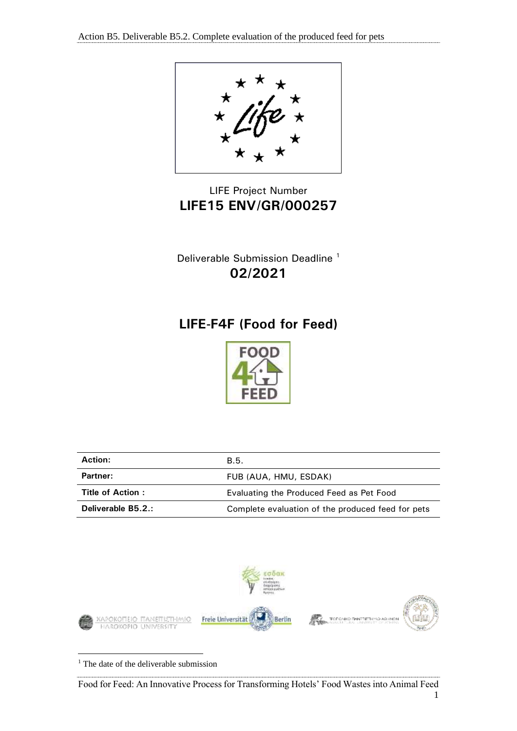LIFE Project Number

**LIFE15 ENV/GR/000257**

Deliverable Submission Deadline [1]

**02/2021**

## LIFE-F4F (Food for Feed)

| | |
|---|---|
| **Action:** | B.5. |
| **Partner:** | FUB (AUA, HMU, ESDAK) |
| **Title of Action :** | Evaluating the Produced Feed as Pet Food |
| **Deliverable B5.2.:** | Complete evaluation of the produced feed for pets |

[1] The date of the deliverable submission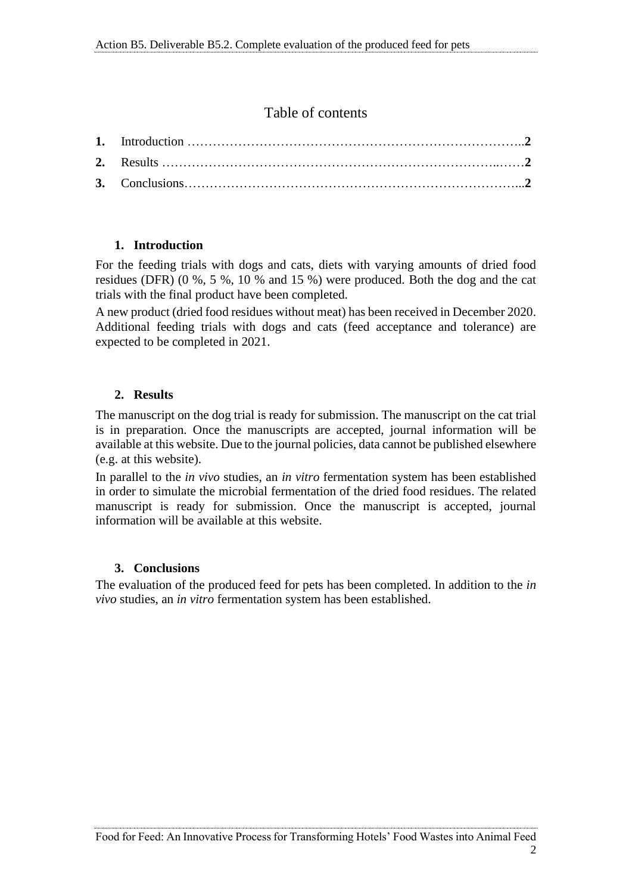# Table of contents

1. Introduction ……………………………………………………………………..**2**
2. Results ………………………………………………………………….……**2**
3. Conclusions……………………………………………………………………...**2**

## 1. Introduction

For the feeding trials with dogs and cats, diets with varying amounts of dried food residues (DFR) (0 %, 5 %, 10 % and 15 %) were produced. Both the dog and the cat trials with the final product have been completed.

A new product (dried food residues without meat) has been received in December 2020. Additional feeding trials with dogs and cats (feed acceptance and tolerance) are expected to be completed in 2021.

## 2. Results

The manuscript on the dog trial is ready for submission. The manuscript on the cat trial is in preparation. Once the manuscripts are accepted, journal information will be available at this website. Due to the journal policies, data cannot be published elsewhere (e.g. at this website).

In parallel to the *in vivo* studies, an *in vitro* fermentation system has been established in order to simulate the microbial fermentation of the dried food residues. The related manuscript is ready for submission. Once the manuscript is accepted, journal information will be available at this website.

## 3. Conclusions

The evaluation of the produced feed for pets has been completed. In addition to the *in vivo* studies, an *in vitro* fermentation system has been established.